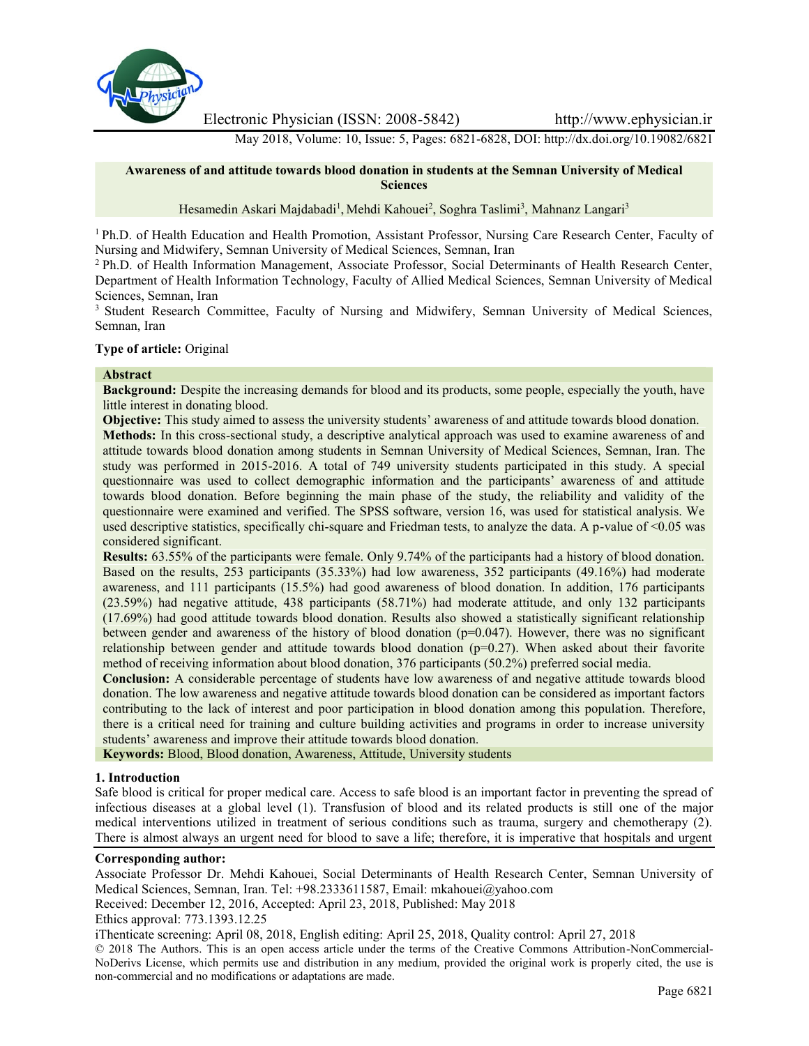# Awareness of and attitude towards blood donation in students at the Semnan University of Medical Sciences

Hesamedin Askari Majdabadi[1], Mehdi Kahouei[2], Soghra Taslimi[3], Mahnanz Langari[3]

[1] Ph.D. of Health Education and Health Promotion, Assistant Professor, Nursing Care Research Center, Faculty of Nursing and Midwifery, Semnan University of Medical Sciences, Semnan, Iran

[2] Ph.D. of Health Information Management, Associate Professor, Social Determinants of Health Research Center, Department of Health Information Technology, Faculty of Allied Medical Sciences, Semnan University of Medical Sciences, Semnan, Iran

[3] Student Research Committee, Faculty of Nursing and Midwifery, Semnan University of Medical Sciences, Semnan, Iran

**Type of article:** Original

## Abstract

**Background:** Despite the increasing demands for blood and its products, some people, especially the youth, have little interest in donating blood.

**Objective:** This study aimed to assess the university students' awareness of and attitude towards blood donation.

**Methods:** In this cross-sectional study, a descriptive analytical approach was used to examine awareness of and attitude towards blood donation among students in Semnan University of Medical Sciences, Semnan, Iran. The study was performed in 2015-2016. A total of 749 university students participated in this study. A special questionnaire was used to collect demographic information and the participants' awareness of and attitude towards blood donation. Before beginning the main phase of the study, the reliability and validity of the questionnaire were examined and verified. The SPSS software, version 16, was used for statistical analysis. We used descriptive statistics, specifically chi-square and Friedman tests, to analyze the data. A p-value of <0.05 was considered significant.

**Results:** 63.55% of the participants were female. Only 9.74% of the participants had a history of blood donation. Based on the results, 253 participants (35.33%) had low awareness, 352 participants (49.16%) had moderate awareness, and 111 participants (15.5%) had good awareness of blood donation. In addition, 176 participants (23.59%) had negative attitude, 438 participants (58.71%) had moderate attitude, and only 132 participants (17.69%) had good attitude towards blood donation. Results also showed a statistically significant relationship between gender and awareness of the history of blood donation (p=0.047). However, there was no significant relationship between gender and attitude towards blood donation (p=0.27). When asked about their favorite method of receiving information about blood donation, 376 participants (50.2%) preferred social media.

**Conclusion:** A considerable percentage of students have low awareness of and negative attitude towards blood donation. The low awareness and negative attitude towards blood donation can be considered as important factors contributing to the lack of interest and poor participation in blood donation among this population. Therefore, there is a critical need for training and culture building activities and programs in order to increase university students' awareness and improve their attitude towards blood donation.

**Keywords:** Blood, Blood donation, Awareness, Attitude, University students

## 1. Introduction

Safe blood is critical for proper medical care. Access to safe blood is an important factor in preventing the spread of infectious diseases at a global level (1). Transfusion of blood and its related products is still one of the major medical interventions utilized in treatment of serious conditions such as trauma, surgery and chemotherapy (2). There is almost always an urgent need for blood to save a life; therefore, it is imperative that hospitals and urgent

**Corresponding author:**

Associate Professor Dr. Mehdi Kahouei, Social Determinants of Health Research Center, Semnan University of Medical Sciences, Semnan, Iran. Tel: +98.2333611587, Email: mkahouei@yahoo.com

Received: December 12, 2016, Accepted: April 23, 2018, Published: May 2018

Ethics approval: 773.1393.12.25

iThenticate screening: April 08, 2018, English editing: April 25, 2018, Quality control: April 27, 2018

© 2018 The Authors. This is an open access article under the terms of the Creative Commons Attribution-NonCommercial-NoDerivs License, which permits use and distribution in any medium, provided the original work is properly cited, the use is non-commercial and no modifications or adaptations are made.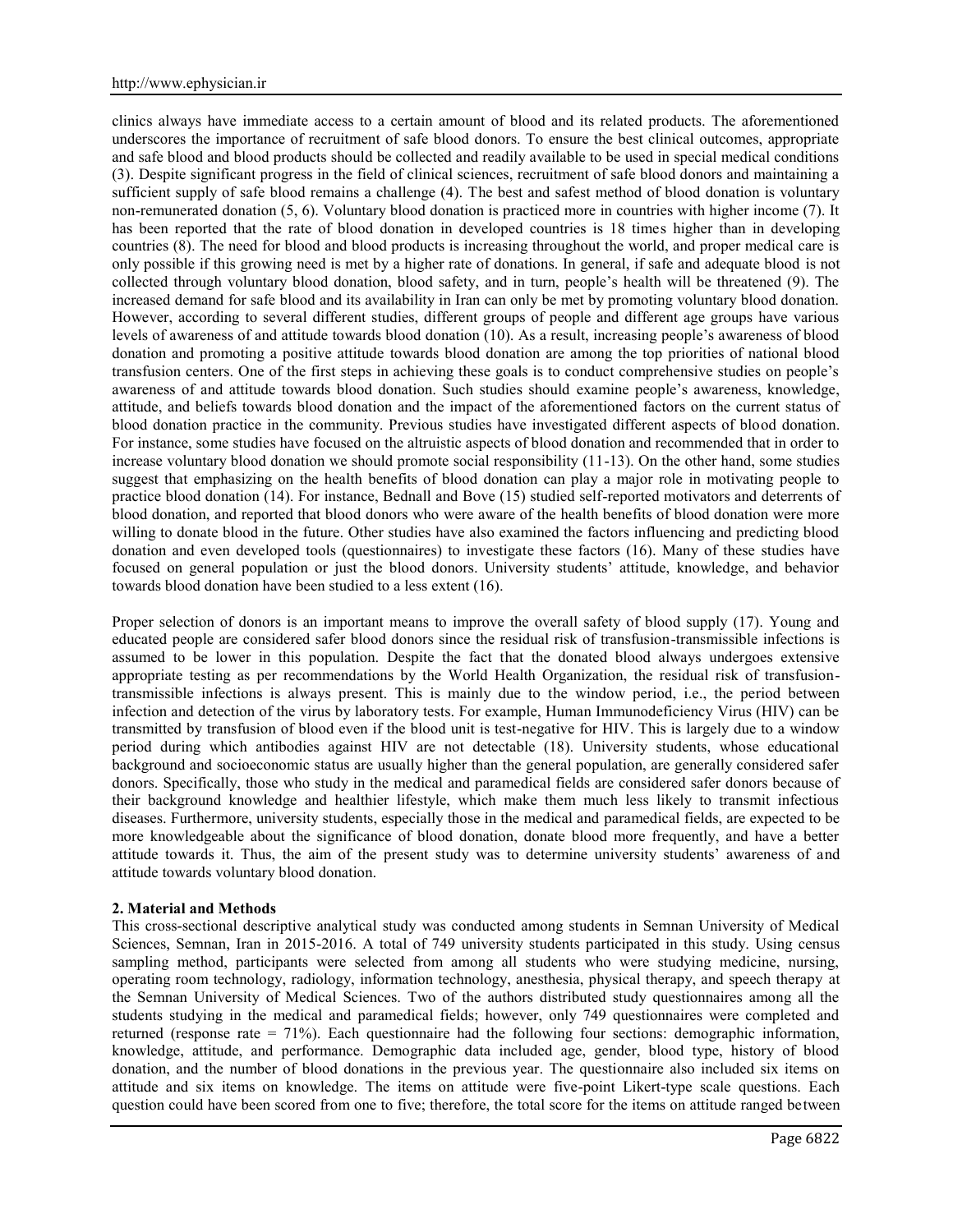clinics always have immediate access to a certain amount of blood and its related products. The aforementioned underscores the importance of recruitment of safe blood donors. To ensure the best clinical outcomes, appropriate and safe blood and blood products should be collected and readily available to be used in special medical conditions (3). Despite significant progress in the field of clinical sciences, recruitment of safe blood donors and maintaining a sufficient supply of safe blood remains a challenge (4). The best and safest method of blood donation is voluntary non-remunerated donation (5, 6). Voluntary blood donation is practiced more in countries with higher income (7). It has been reported that the rate of blood donation in developed countries is 18 times higher than in developing countries (8). The need for blood and blood products is increasing throughout the world, and proper medical care is only possible if this growing need is met by a higher rate of donations. In general, if safe and adequate blood is not collected through voluntary blood donation, blood safety, and in turn, people's health will be threatened (9). The increased demand for safe blood and its availability in Iran can only be met by promoting voluntary blood donation. However, according to several different studies, different groups of people and different age groups have various levels of awareness of and attitude towards blood donation (10). As a result, increasing people's awareness of blood donation and promoting a positive attitude towards blood donation are among the top priorities of national blood transfusion centers. One of the first steps in achieving these goals is to conduct comprehensive studies on people's awareness of and attitude towards blood donation. Such studies should examine people's awareness, knowledge, attitude, and beliefs towards blood donation and the impact of the aforementioned factors on the current status of blood donation practice in the community. Previous studies have investigated different aspects of blood donation. For instance, some studies have focused on the altruistic aspects of blood donation and recommended that in order to increase voluntary blood donation we should promote social responsibility (11-13). On the other hand, some studies suggest that emphasizing on the health benefits of blood donation can play a major role in motivating people to practice blood donation (14). For instance, Bednall and Bove (15) studied self-reported motivators and deterrents of blood donation, and reported that blood donors who were aware of the health benefits of blood donation were more willing to donate blood in the future. Other studies have also examined the factors influencing and predicting blood donation and even developed tools (questionnaires) to investigate these factors (16). Many of these studies have focused on general population or just the blood donors. University students' attitude, knowledge, and behavior towards blood donation have been studied to a less extent (16).

Proper selection of donors is an important means to improve the overall safety of blood supply (17). Young and educated people are considered safer blood donors since the residual risk of transfusion-transmissible infections is assumed to be lower in this population. Despite the fact that the donated blood always undergoes extensive appropriate testing as per recommendations by the World Health Organization, the residual risk of transfusion-transmissible infections is always present. This is mainly due to the window period, i.e., the period between infection and detection of the virus by laboratory tests. For example, Human Immunodeficiency Virus (HIV) can be transmitted by transfusion of blood even if the blood unit is test-negative for HIV. This is largely due to a window period during which antibodies against HIV are not detectable (18). University students, whose educational background and socioeconomic status are usually higher than the general population, are generally considered safer donors. Specifically, those who study in the medical and paramedical fields are considered safer donors because of their background knowledge and healthier lifestyle, which make them much less likely to transmit infectious diseases. Furthermore, university students, especially those in the medical and paramedical fields, are expected to be more knowledgeable about the significance of blood donation, donate blood more frequently, and have a better attitude towards it. Thus, the aim of the present study was to determine university students' awareness of and attitude towards voluntary blood donation.

## 2. Material and Methods

This cross-sectional descriptive analytical study was conducted among students in Semnan University of Medical Sciences, Semnan, Iran in 2015-2016. A total of 749 university students participated in this study. Using census sampling method, participants were selected from among all students who were studying medicine, nursing, operating room technology, radiology, information technology, anesthesia, physical therapy, and speech therapy at the Semnan University of Medical Sciences. Two of the authors distributed study questionnaires among all the students studying in the medical and paramedical fields; however, only 749 questionnaires were completed and returned (response rate = 71%). Each questionnaire had the following four sections: demographic information, knowledge, attitude, and performance. Demographic data included age, gender, blood type, history of blood donation, and the number of blood donations in the previous year. The questionnaire also included six items on attitude and six items on knowledge. The items on attitude were five-point Likert-type scale questions. Each question could have been scored from one to five; therefore, the total score for the items on attitude ranged between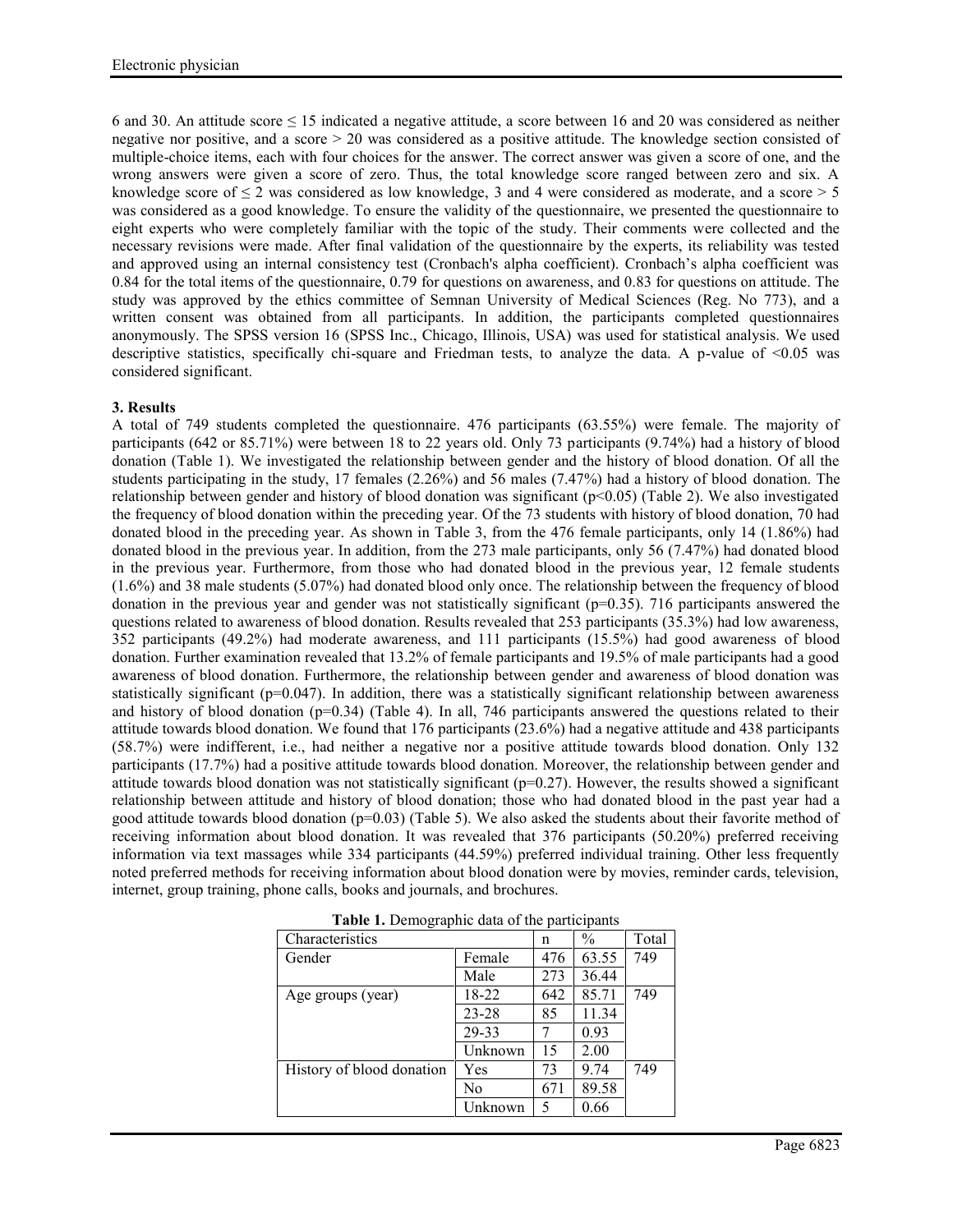6 and 30. An attitude score ≤ 15 indicated a negative attitude, a score between 16 and 20 was considered as neither negative nor positive, and a score > 20 was considered as a positive attitude. The knowledge section consisted of multiple-choice items, each with four choices for the answer. The correct answer was given a score of one, and the wrong answers were given a score of zero. Thus, the total knowledge score ranged between zero and six. A knowledge score of ≤ 2 was considered as low knowledge, 3 and 4 were considered as moderate, and a score > 5 was considered as a good knowledge. To ensure the validity of the questionnaire, we presented the questionnaire to eight experts who were completely familiar with the topic of the study. Their comments were collected and the necessary revisions were made. After final validation of the questionnaire by the experts, its reliability was tested and approved using an internal consistency test (Cronbach's alpha coefficient). Cronbach's alpha coefficient was 0.84 for the total items of the questionnaire, 0.79 for questions on awareness, and 0.83 for questions on attitude. The study was approved by the ethics committee of Semnan University of Medical Sciences (Reg. No 773), and a written consent was obtained from all participants. In addition, the participants completed questionnaires anonymously. The SPSS version 16 (SPSS Inc., Chicago, Illinois, USA) was used for statistical analysis. We used descriptive statistics, specifically chi-square and Friedman tests, to analyze the data. A p-value of <0.05 was considered significant.

## 3. Results

A total of 749 students completed the questionnaire. 476 participants (63.55%) were female. The majority of participants (642 or 85.71%) were between 18 to 22 years old. Only 73 participants (9.74%) had a history of blood donation (Table 1). We investigated the relationship between gender and the history of blood donation. Of all the students participating in the study, 17 females (2.26%) and 56 males (7.47%) had a history of blood donation. The relationship between gender and history of blood donation was significant (p<0.05) (Table 2). We also investigated the frequency of blood donation within the preceding year. Of the 73 students with history of blood donation, 70 had donated blood in the preceding year. As shown in Table 3, from the 476 female participants, only 14 (1.86%) had donated blood in the previous year. In addition, from the 273 male participants, only 56 (7.47%) had donated blood in the previous year. Furthermore, from those who had donated blood in the previous year, 12 female students (1.6%) and 38 male students (5.07%) had donated blood only once. The relationship between the frequency of blood donation in the previous year and gender was not statistically significant (p=0.35). 716 participants answered the questions related to awareness of blood donation. Results revealed that 253 participants (35.3%) had low awareness, 352 participants (49.2%) had moderate awareness, and 111 participants (15.5%) had good awareness of blood donation. Further examination revealed that 13.2% of female participants and 19.5% of male participants had a good awareness of blood donation. Furthermore, the relationship between gender and awareness of blood donation was statistically significant (p=0.047). In addition, there was a statistically significant relationship between awareness and history of blood donation (p=0.34) (Table 4). In all, 746 participants answered the questions related to their attitude towards blood donation. We found that 176 participants (23.6%) had a negative attitude and 438 participants (58.7%) were indifferent, i.e., had neither a negative nor a positive attitude towards blood donation. Only 132 participants (17.7%) had a positive attitude towards blood donation. Moreover, the relationship between gender and attitude towards blood donation was not statistically significant (p=0.27). However, the results showed a significant relationship between attitude and history of blood donation; those who had donated blood in the past year had a good attitude towards blood donation (p=0.03) (Table 5). We also asked the students about their favorite method of receiving information about blood donation. It was revealed that 376 participants (50.20%) preferred receiving information via text massages while 334 participants (44.59%) preferred individual training. Other less frequently noted preferred methods for receiving information about blood donation were by movies, reminder cards, television, internet, group training, phone calls, books and journals, and brochures.

**Table 1.** Demographic data of the participants

| Characteristics | | n | % | Total |
|---|---|---|---|---|
| Gender | Female | 476 | 63.55 | 749 |
| | Male | 273 | 36.44 | |
| Age groups (year) | 18-22 | 642 | 85.71 | 749 |
| | 23-28 | 85 | 11.34 | |
| | 29-33 | 7 | 0.93 | |
| | Unknown | 15 | 2.00 | |
| History of blood donation | Yes | 73 | 9.74 | 749 |
| | No | 671 | 89.58 | |
| | Unknown | 5 | 0.66 | |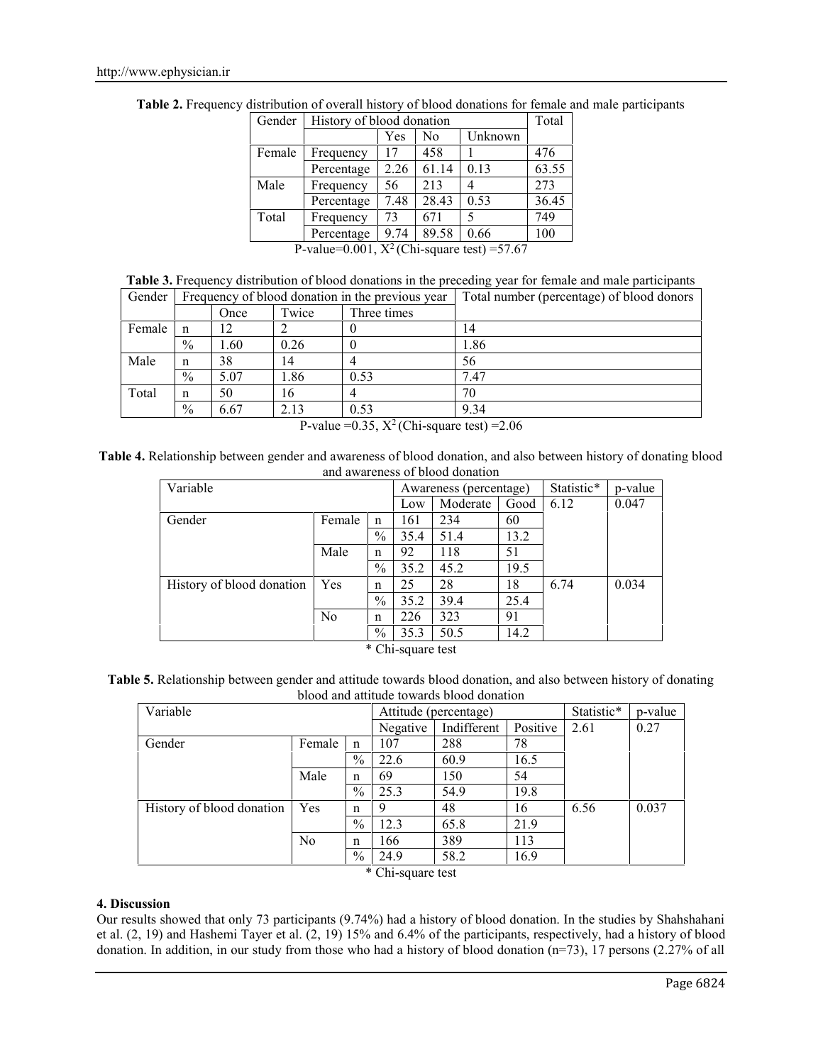**Table 2.** Frequency distribution of overall history of blood donations for female and male participants

| Gender | History of blood donation | | | | Total |
|---|---|---|---|---|---|
| | | Yes | No | Unknown | |
| Female | Frequency | 17 | 458 | 1 | 476 |
| | Percentage | 2.26 | 61.14 | 0.13 | 63.55 |
| Male | Frequency | 56 | 213 | 4 | 273 |
| | Percentage | 7.48 | 28.43 | 0.53 | 36.45 |
| Total | Frequency | 73 | 671 | 5 | 749 |
| | Percentage | 9.74 | 89.58 | 0.66 | 100 |

P-value=0.001, $X^2$ (Chi-square test) =57.67

**Table 3.** Frequency distribution of blood donations in the preceding year for female and male participants

| Gender | Frequency of blood donation in the previous year | | | | Total number (percentage) of blood donors |
|---|---|---|---|---|---|
| | | Once | Twice | Three times | |
| Female | n | 12 | 2 | 0 | 14 |
| | % | 1.60 | 0.26 | 0 | 1.86 |
| Male | n | 38 | 14 | 4 | 56 |
| | % | 5.07 | 1.86 | 0.53 | 7.47 |
| Total | n | 50 | 16 | 4 | 70 |
| | % | 6.67 | 2.13 | 0.53 | 9.34 |

P-value =0.35, $X^2$ (Chi-square test) =2.06

**Table 4.** Relationship between gender and awareness of blood donation, and also between history of donating blood and awareness of blood donation

| Variable | | | Awareness (percentage) | | | Statistic* | p-value |
|---|---|---|---|---|---|---|---|
| | | | Low | Moderate | Good | 6.12 | 0.047 |
| Gender | Female | n | 161 | 234 | 60 | | |
| | | % | 35.4 | 51.4 | 13.2 | | |
| | Male | n | 92 | 118 | 51 | | |
| | | % | 35.2 | 45.2 | 19.5 | | |
| History of blood donation | Yes | n | 25 | 28 | 18 | 6.74 | 0.034 |
| | | % | 35.2 | 39.4 | 25.4 | | |
| | No | n | 226 | 323 | 91 | | |
| | | % | 35.3 | 50.5 | 14.2 | | |

\* Chi-square test

**Table 5.** Relationship between gender and attitude towards blood donation, and also between history of donating blood and attitude towards blood donation

| Variable | | | Attitude (percentage) | | | Statistic* | p-value |
|---|---|---|---|---|---|---|---|
| | | | Negative | Indifferent | Positive | 2.61 | 0.27 |
| Gender | Female | n | 107 | 288 | 78 | | |
| | | % | 22.6 | 60.9 | 16.5 | | |
| | Male | n | 69 | 150 | 54 | | |
| | | % | 25.3 | 54.9 | 19.8 | | |
| History of blood donation | Yes | n | 9 | 48 | 16 | 6.56 | 0.037 |
| | | % | 12.3 | 65.8 | 21.9 | | |
| | No | n | 166 | 389 | 113 | | |
| | | % | 24.9 | 58.2 | 16.9 | | |

\* Chi-square test

## 4. Discussion

Our results showed that only 73 participants (9.74%) had a history of blood donation. In the studies by Shahshahani et al. (2, 19) and Hashemi Tayer et al. (2, 19) 15% and 6.4% of the participants, respectively, had a history of blood donation. In addition, in our study from those who had a history of blood donation (n=73), 17 persons (2.27% of all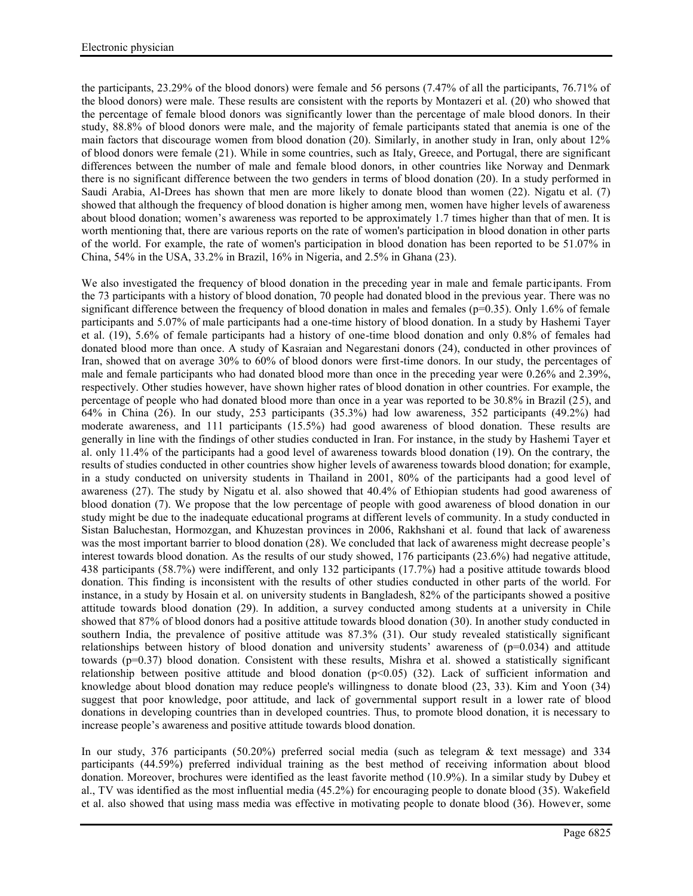the participants, 23.29% of the blood donors) were female and 56 persons (7.47% of all the participants, 76.71% of the blood donors) were male. These results are consistent with the reports by Montazeri et al. (20) who showed that the percentage of female blood donors was significantly lower than the percentage of male blood donors. In their study, 88.8% of blood donors were male, and the majority of female participants stated that anemia is one of the main factors that discourage women from blood donation (20). Similarly, in another study in Iran, only about 12% of blood donors were female (21). While in some countries, such as Italy, Greece, and Portugal, there are significant differences between the number of male and female blood donors, in other countries like Norway and Denmark there is no significant difference between the two genders in terms of blood donation (20). In a study performed in Saudi Arabia, Al-Drees has shown that men are more likely to donate blood than women (22). Nigatu et al. (7) showed that although the frequency of blood donation is higher among men, women have higher levels of awareness about blood donation; women's awareness was reported to be approximately 1.7 times higher than that of men. It is worth mentioning that, there are various reports on the rate of women's participation in blood donation in other parts of the world. For example, the rate of women's participation in blood donation has been reported to be 51.07% in China, 54% in the USA, 33.2% in Brazil, 16% in Nigeria, and 2.5% in Ghana (23).

We also investigated the frequency of blood donation in the preceding year in male and female participants. From the 73 participants with a history of blood donation, 70 people had donated blood in the previous year. There was no significant difference between the frequency of blood donation in males and females ($p=0.35$). Only 1.6% of female participants and 5.07% of male participants had a one-time history of blood donation. In a study by Hashemi Tayer et al. (19), 5.6% of female participants had a history of one-time blood donation and only 0.8% of females had donated blood more than once. A study of Kasraian and Negarestani donors (24), conducted in other provinces of Iran, showed that on average 30% to 60% of blood donors were first-time donors. In our study, the percentages of male and female participants who had donated blood more than once in the preceding year were 0.26% and 2.39%, respectively. Other studies however, have shown higher rates of blood donation in other countries. For example, the percentage of people who had donated blood more than once in a year was reported to be 30.8% in Brazil (25), and 64% in China (26). In our study, 253 participants (35.3%) had low awareness, 352 participants (49.2%) had moderate awareness, and 111 participants (15.5%) had good awareness of blood donation. These results are generally in line with the findings of other studies conducted in Iran. For instance, in the study by Hashemi Tayer et al. only 11.4% of the participants had a good level of awareness towards blood donation (19). On the contrary, the results of studies conducted in other countries show higher levels of awareness towards blood donation; for example, in a study conducted on university students in Thailand in 2001, 80% of the participants had a good level of awareness (27). The study by Nigatu et al. also showed that 40.4% of Ethiopian students had good awareness of blood donation (7). We propose that the low percentage of people with good awareness of blood donation in our study might be due to the inadequate educational programs at different levels of community. In a study conducted in Sistan Baluchestan, Hormozgan, and Khuzestan provinces in 2006, Rakhshani et al. found that lack of awareness was the most important barrier to blood donation (28). We concluded that lack of awareness might decrease people's interest towards blood donation. As the results of our study showed, 176 participants (23.6%) had negative attitude, 438 participants (58.7%) were indifferent, and only 132 participants (17.7%) had a positive attitude towards blood donation. This finding is inconsistent with the results of other studies conducted in other parts of the world. For instance, in a study by Hosain et al. on university students in Bangladesh, 82% of the participants showed a positive attitude towards blood donation (29). In addition, a survey conducted among students at a university in Chile showed that 87% of blood donors had a positive attitude towards blood donation (30). In another study conducted in southern India, the prevalence of positive attitude was 87.3% (31). Our study revealed statistically significant relationships between history of blood donation and university students' awareness of ($p=0.034$) and attitude towards ($p=0.37$) blood donation. Consistent with these results, Mishra et al. showed a statistically significant relationship between positive attitude and blood donation ($p<0.05$) (32). Lack of sufficient information and knowledge about blood donation may reduce people's willingness to donate blood (23, 33). Kim and Yoon (34) suggest that poor knowledge, poor attitude, and lack of governmental support result in a lower rate of blood donations in developing countries than in developed countries. Thus, to promote blood donation, it is necessary to increase people's awareness and positive attitude towards blood donation.

In our study, 376 participants (50.20%) preferred social media (such as telegram & text message) and 334 participants (44.59%) preferred individual training as the best method of receiving information about blood donation. Moreover, brochures were identified as the least favorite method (10.9%). In a similar study by Dubey et al., TV was identified as the most influential media (45.2%) for encouraging people to donate blood (35). Wakefield et al. also showed that using mass media was effective in motivating people to donate blood (36). However, some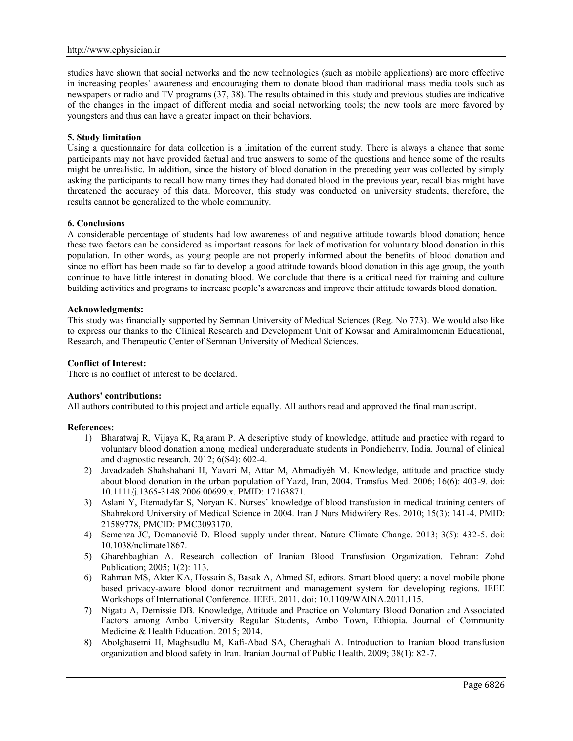studies have shown that social networks and the new technologies (such as mobile applications) are more effective in increasing peoples' awareness and encouraging them to donate blood than traditional mass media tools such as newspapers or radio and TV programs (37, 38). The results obtained in this study and previous studies are indicative of the changes in the impact of different media and social networking tools; the new tools are more favored by youngsters and thus can have a greater impact on their behaviors.

## 5. Study limitation

Using a questionnaire for data collection is a limitation of the current study. There is always a chance that some participants may not have provided factual and true answers to some of the questions and hence some of the results might be unrealistic. In addition, since the history of blood donation in the preceding year was collected by simply asking the participants to recall how many times they had donated blood in the previous year, recall bias might have threatened the accuracy of this data. Moreover, this study was conducted on university students, therefore, the results cannot be generalized to the whole community.

## 6. Conclusions

A considerable percentage of students had low awareness of and negative attitude towards blood donation; hence these two factors can be considered as important reasons for lack of motivation for voluntary blood donation in this population. In other words, as young people are not properly informed about the benefits of blood donation and since no effort has been made so far to develop a good attitude towards blood donation in this age group, the youth continue to have little interest in donating blood. We conclude that there is a critical need for training and culture building activities and programs to increase people's awareness and improve their attitude towards blood donation.

**Acknowledgments:**

This study was financially supported by Semnan University of Medical Sciences (Reg. No 773). We would also like to express our thanks to the Clinical Research and Development Unit of Kowsar and Amiralmomenin Educational, Research, and Therapeutic Center of Semnan University of Medical Sciences.

**Conflict of Interest:**

There is no conflict of interest to be declared.

**Authors' contributions:**

All authors contributed to this project and article equally. All authors read and approved the final manuscript.

**References:**

1) Bharatwaj R, Vijaya K, Rajaram P. A descriptive study of knowledge, attitude and practice with regard to voluntary blood donation among medical undergraduate students in Pondicherry, India. Journal of clinical and diagnostic research. 2012; 6(S4): 602-4.
2) Javadzadeh Shahshahani H, Yavari M, Attar M, Ahmadiyėh M. Knowledge, attitude and practice study about blood donation in the urban population of Yazd, Iran, 2004. Transfus Med. 2006; 16(6): 403-9. doi: 10.1111/j.1365-3148.2006.00699.x. PMID: 17163871.
3) Aslani Y, Etemadyfar S, Noryan K. Nurses' knowledge of blood transfusion in medical training centers of Shahrekord University of Medical Science in 2004. Iran J Nurs Midwifery Res. 2010; 15(3): 141-4. PMID: 21589778, PMCID: PMC3093170.
4) Semenza JC, Domanović D. Blood supply under threat. Nature Climate Change. 2013; 3(5): 432-5. doi: 10.1038/nclimate1867.
5) Gharehbaghian A. Research collection of Iranian Blood Transfusion Organization. Tehran: Zohd Publication; 2005; 1(2): 113.
6) Rahman MS, Akter KA, Hossain S, Basak A, Ahmed SI, editors. Smart blood query: a novel mobile phone based privacy-aware blood donor recruitment and management system for developing regions. IEEE Workshops of International Conference. IEEE. 2011. doi: 10.1109/WAINA.2011.115.
7) Nigatu A, Demissie DB. Knowledge, Attitude and Practice on Voluntary Blood Donation and Associated Factors among Ambo University Regular Students, Ambo Town, Ethiopia. Journal of Community Medicine & Health Education. 2015; 2014.
8) Abolghasemi H, Maghsudlu M, Kafi-Abad SA, Cheraghali A. Introduction to Iranian blood transfusion organization and blood safety in Iran. Iranian Journal of Public Health. 2009; 38(1): 82-7.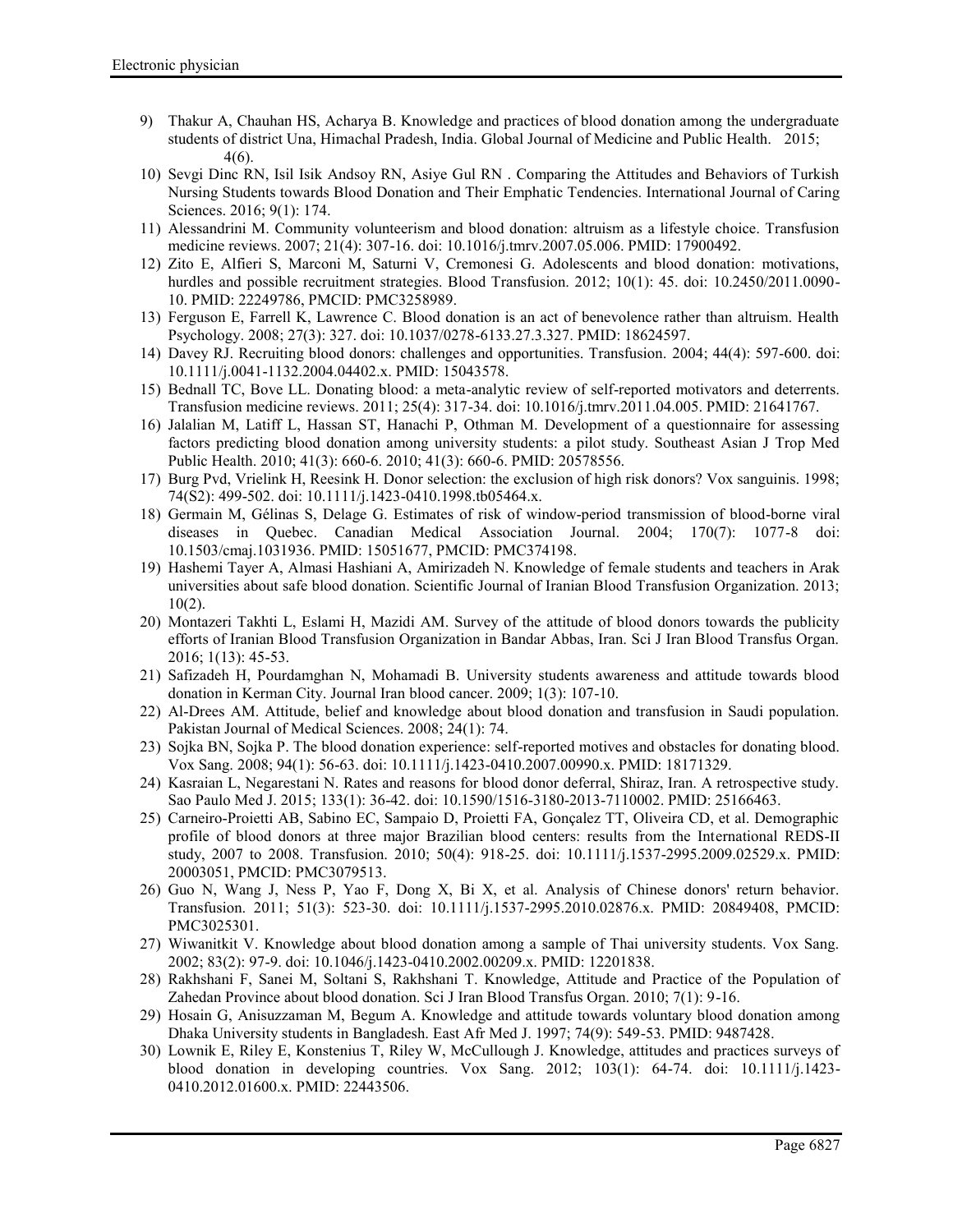9) Thakur A, Chauhan HS, Acharya B. Knowledge and practices of blood donation among the undergraduate students of district Una, Himachal Pradesh, India. Global Journal of Medicine and Public Health. 2015; 4(6).
10) Sevgi Dinc RN, Isil Isik Andsoy RN, Asiye Gul RN . Comparing the Attitudes and Behaviors of Turkish Nursing Students towards Blood Donation and Their Emphatic Tendencies. International Journal of Caring Sciences. 2016; 9(1): 174.
11) Alessandrini M. Community volunteerism and blood donation: altruism as a lifestyle choice. Transfusion medicine reviews. 2007; 21(4): 307-16. doi: 10.1016/j.tmrv.2007.05.006. PMID: 17900492.
12) Zito E, Alfieri S, Marconi M, Saturni V, Cremonesi G. Adolescents and blood donation: motivations, hurdles and possible recruitment strategies. Blood Transfusion. 2012; 10(1): 45. doi: 10.2450/2011.0090-10. PMID: 22249786, PMCID: PMC3258989.
13) Ferguson E, Farrell K, Lawrence C. Blood donation is an act of benevolence rather than altruism. Health Psychology. 2008; 27(3): 327. doi: 10.1037/0278-6133.27.3.327. PMID: 18624597.
14) Davey RJ. Recruiting blood donors: challenges and opportunities. Transfusion. 2004; 44(4): 597-600. doi: 10.1111/j.0041-1132.2004.04402.x. PMID: 15043578.
15) Bednall TC, Bove LL. Donating blood: a meta-analytic review of self-reported motivators and deterrents. Transfusion medicine reviews. 2011; 25(4): 317-34. doi: 10.1016/j.tmrv.2011.04.005. PMID: 21641767.
16) Jalalian M, Latiff L, Hassan ST, Hanachi P, Othman M. Development of a questionnaire for assessing factors predicting blood donation among university students: a pilot study. Southeast Asian J Trop Med Public Health. 2010; 41(3): 660-6. 2010; 41(3): 660-6. PMID: 20578556.
17) Burg Pvd, Vrielink H, Reesink H. Donor selection: the exclusion of high risk donors? Vox sanguinis. 1998; 74(S2): 499-502. doi: 10.1111/j.1423-0410.1998.tb05464.x.
18) Germain M, Gélinas S, Delage G. Estimates of risk of window-period transmission of blood-borne viral diseases in Quebec. Canadian Medical Association Journal. 2004; 170(7): 1077-8 doi: 10.1503/cmaj.1031936. PMID: 15051677, PMCID: PMC374198.
19) Hashemi Tayer A, Almasi Hashiani A, Amirizadeh N. Knowledge of female students and teachers in Arak universities about safe blood donation. Scientific Journal of Iranian Blood Transfusion Organization. 2013; 10(2).
20) Montazeri Takhti L, Eslami H, Mazidi AM. Survey of the attitude of blood donors towards the publicity efforts of Iranian Blood Transfusion Organization in Bandar Abbas, Iran. Sci J Iran Blood Transfus Organ. 2016; 1(13): 45-53.
21) Safizadeh H, Pourdamghan N, Mohamadi B. University students awareness and attitude towards blood donation in Kerman City. Journal Iran blood cancer. 2009; 1(3): 107-10.
22) Al-Drees AM. Attitude, belief and knowledge about blood donation and transfusion in Saudi population. Pakistan Journal of Medical Sciences. 2008; 24(1): 74.
23) Sojka BN, Sojka P. The blood donation experience: self-reported motives and obstacles for donating blood. Vox Sang. 2008; 94(1): 56-63. doi: 10.1111/j.1423-0410.2007.00990.x. PMID: 18171329.
24) Kasraian L, Negarestani N. Rates and reasons for blood donor deferral, Shiraz, Iran. A retrospective study. Sao Paulo Med J. 2015; 133(1): 36-42. doi: 10.1590/1516-3180-2013-7110002. PMID: 25166463.
25) Carneiro-Proietti AB, Sabino EC, Sampaio D, Proietti FA, Gonçalez TT, Oliveira CD, et al. Demographic profile of blood donors at three major Brazilian blood centers: results from the International REDS-II study, 2007 to 2008. Transfusion. 2010; 50(4): 918-25. doi: 10.1111/j.1537-2995.2009.02529.x. PMID: 20003051, PMCID: PMC3079513.
26) Guo N, Wang J, Ness P, Yao F, Dong X, Bi X, et al. Analysis of Chinese donors' return behavior. Transfusion. 2011; 51(3): 523-30. doi: 10.1111/j.1537-2995.2010.02876.x. PMID: 20849408, PMCID: PMC3025301.
27) Wiwanitkit V. Knowledge about blood donation among a sample of Thai university students. Vox Sang. 2002; 83(2): 97-9. doi: 10.1046/j.1423-0410.2002.00209.x. PMID: 12201838.
28) Rakhshani F, Sanei M, Soltani S, Rakhshani T. Knowledge, Attitude and Practice of the Population of Zahedan Province about blood donation. Sci J Iran Blood Transfus Organ. 2010; 7(1): 9-16.
29) Hosain G, Anisuzzaman M, Begum A. Knowledge and attitude towards voluntary blood donation among Dhaka University students in Bangladesh. East Afr Med J. 1997; 74(9): 549-53. PMID: 9487428.
30) Lownik E, Riley E, Konstenius T, Riley W, McCullough J. Knowledge, attitudes and practices surveys of blood donation in developing countries. Vox Sang. 2012; 103(1): 64-74. doi: 10.1111/j.1423-0410.2012.01600.x. PMID: 22443506.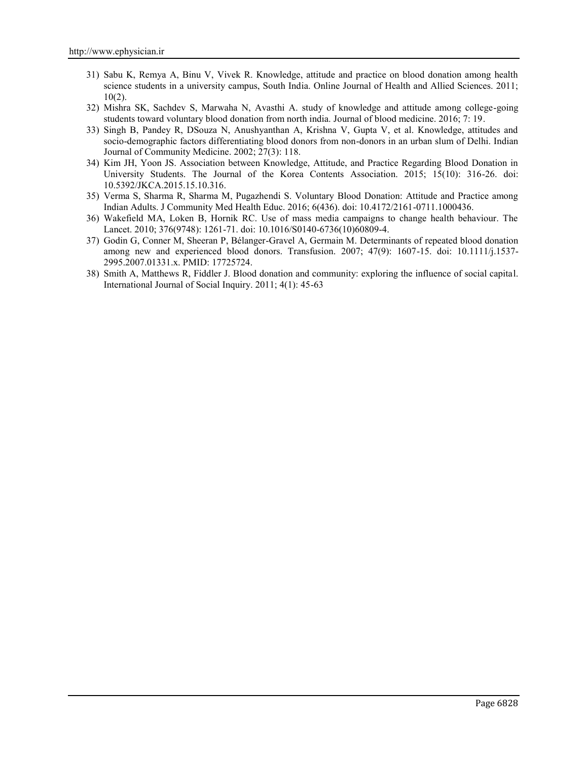31) Sabu K, Remya A, Binu V, Vivek R. Knowledge, attitude and practice on blood donation among health science students in a university campus, South India. Online Journal of Health and Allied Sciences. 2011; 10(2).
32) Mishra SK, Sachdev S, Marwaha N, Avasthi A. study of knowledge and attitude among college-going students toward voluntary blood donation from north india. Journal of blood medicine. 2016; 7: 19.
33) Singh B, Pandey R, DSouza N, Anushyanthan A, Krishna V, Gupta V, et al. Knowledge, attitudes and socio-demographic factors differentiating blood donors from non-donors in an urban slum of Delhi. Indian Journal of Community Medicine. 2002; 27(3): 118.
34) Kim JH, Yoon JS. Association between Knowledge, Attitude, and Practice Regarding Blood Donation in University Students. The Journal of the Korea Contents Association. 2015; 15(10): 316-26. doi: 10.5392/JKCA.2015.15.10.316.
35) Verma S, Sharma R, Sharma M, Pugazhendi S. Voluntary Blood Donation: Attitude and Practice among Indian Adults. J Community Med Health Educ. 2016; 6(436). doi: 10.4172/2161-0711.1000436.
36) Wakefield MA, Loken B, Hornik RC. Use of mass media campaigns to change health behaviour. The Lancet. 2010; 376(9748): 1261-71. doi: 10.1016/S0140-6736(10)60809-4.
37) Godin G, Conner M, Sheeran P, Bélanger-Gravel A, Germain M. Determinants of repeated blood donation among new and experienced blood donors. Transfusion. 2007; 47(9): 1607-15. doi: 10.1111/j.1537-2995.2007.01331.x. PMID: 17725724.
38) Smith A, Matthews R, Fiddler J. Blood donation and community: exploring the influence of social capital. International Journal of Social Inquiry. 2011; 4(1): 45-63